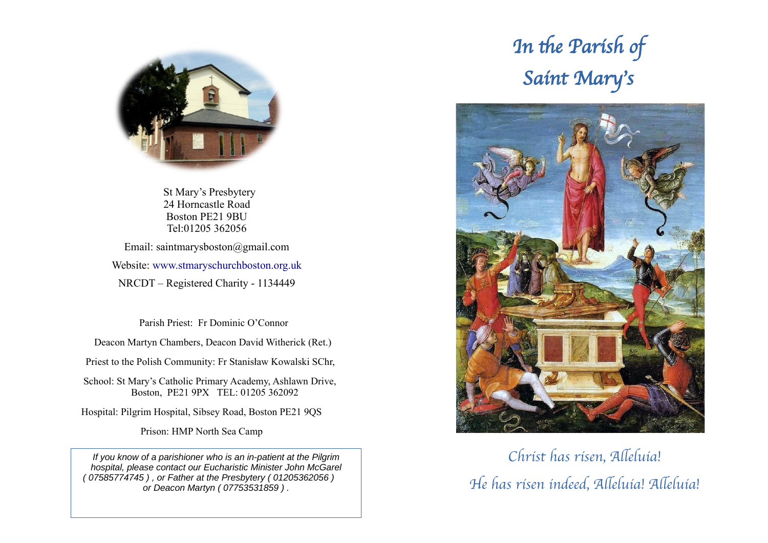# *In the Parish of Saint Mary's*

*Christ has risen, Alleluia!*
*He has risen indeed, Alleluia! Alleluia!*

St Mary's Presbytery
24 Horncastle Road
Boston PE21 9BU
Tel:01205 362056

Email: saintmarysboston@gmail.com

Website: www.stmaryschurchboston.org.uk

NRCDT – Registered Charity - 1134449

Parish Priest: Fr Dominic O'Connor

Deacon Martyn Chambers, Deacon David Witherick (Ret.)

Priest to the Polish Community: Fr Stanisław Kowalski SChr,

School: St Mary's Catholic Primary Academy, Ashlawn Drive, Boston, PE21 9PX TEL: 01205 362092

Hospital: Pilgrim Hospital, Sibsey Road, Boston PE21 9QS

Prison: HMP North Sea Camp

*If you know of a parishioner who is an in-patient at the Pilgrim hospital, please contact our Eucharistic Minister John McGarel ( 07585774745 ) , or Father at the Presbytery ( 01205362056 ) or Deacon Martyn ( 07753531859 ) .*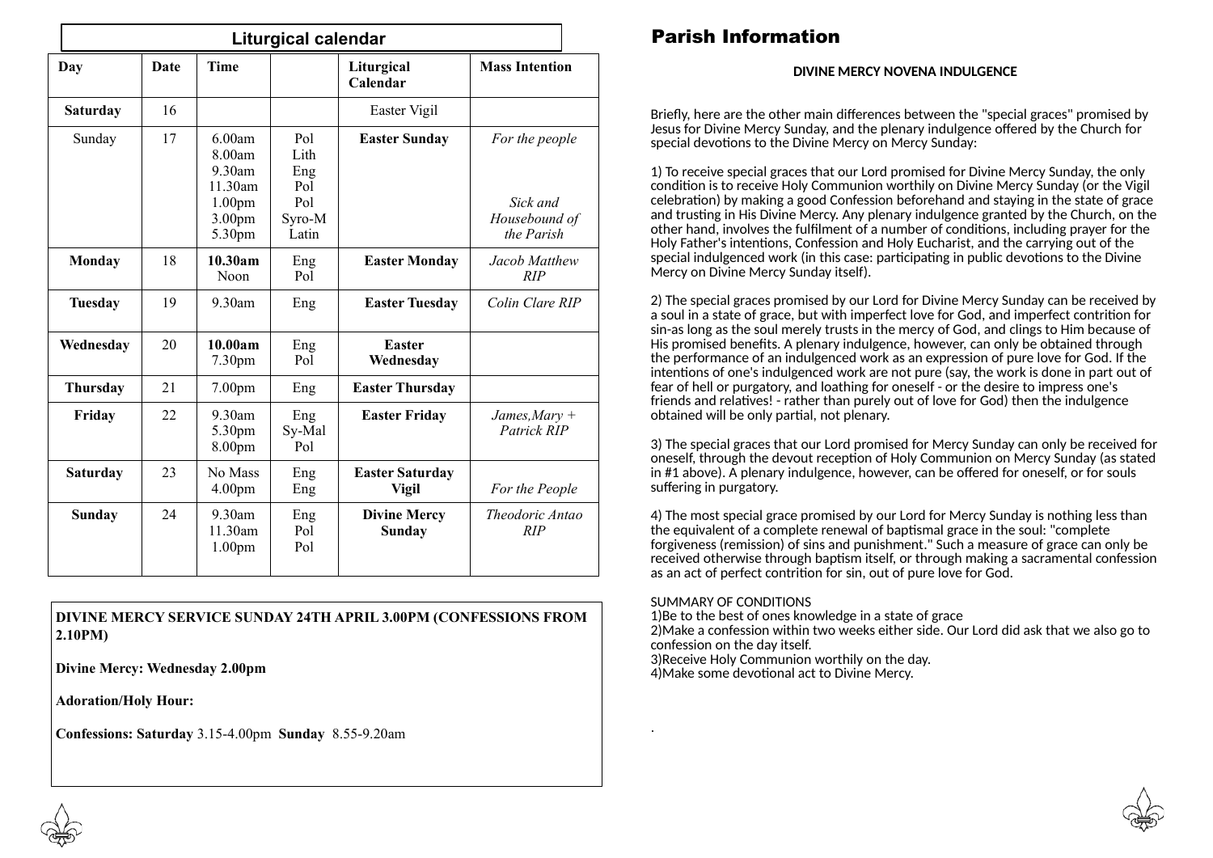## Liturgical calendar

| Day | Date | Time | | Liturgical Calendar | Mass Intention |
|---|---|---|---|---|---|
| **Saturday** | 16 | | | Easter Vigil | |
| Sunday | 17 | 6.00am<br>8.00am<br>9.30am<br>11.30am<br>1.00pm<br>3.00pm<br>5.30pm | Pol<br>Lith<br>Eng<br>Pol<br>Pol<br>Syro-M<br>Latin | **Easter Sunday** | *For the people*<br><br><br><br>*Sick and Housebound of the Parish* |
| **Monday** | 18 | **10.30am**<br>Noon | Eng<br>Pol | **Easter Monday** | *Jacob Matthew RIP* |
| **Tuesday** | 19 | 9.30am | Eng | **Easter Tuesday** | *Colin Clare RIP* |
| **Wednesday** | 20 | **10.00am**<br>7.30pm | Eng<br>Pol | **Easter Wednesday** | |
| **Thursday** | 21 | 7.00pm | Eng | **Easter Thursday** | |
| **Friday** | 22 | 9.30am<br>5.30pm<br>8.00pm | Eng<br>Sy-Mal<br>Pol | **Easter Friday** | *James,Mary + Patrick RIP* |
| **Saturday** | 23 | No Mass<br>4.00pm | Eng<br>Eng | **Easter Saturday Vigil** | *For the People* |
| **Sunday** | 24 | 9.30am<br>11.30am<br>1.00pm | Eng<br>Pol<br>Pol | **Divine Mercy Sunday** | *Theodoric Antao RIP* |

**DIVINE MERCY SERVICE SUNDAY 24TH APRIL 3.00PM (CONFESSIONS FROM 2.10PM)**

**Divine Mercy: Wednesday 2.00pm**

**Adoration/Holy Hour:**

**Confessions: Saturday** 3.15-4.00pm **Sunday** 8.55-9.20am

# Parish Information

**DIVINE MERCY NOVENA INDULGENCE**

Briefly, here are the other main differences between the "special graces" promised by Jesus for Divine Mercy Sunday, and the plenary indulgence offered by the Church for special devotions to the Divine Mercy on Mercy Sunday:

1) To receive special graces that our Lord promised for Divine Mercy Sunday, the only condition is to receive Holy Communion worthily on Divine Mercy Sunday (or the Vigil celebration) by making a good Confession beforehand and staying in the state of grace and trusting in His Divine Mercy. Any plenary indulgence granted by the Church, on the other hand, involves the fulfilment of a number of conditions, including prayer for the Holy Father's intentions, Confession and Holy Eucharist, and the carrying out of the special indulgenced work (in this case: participating in public devotions to the Divine Mercy on Divine Mercy Sunday itself).

2) The special graces promised by our Lord for Divine Mercy Sunday can be received by a soul in a state of grace, but with imperfect love for God, and imperfect contrition for sin-as long as the soul merely trusts in the mercy of God, and clings to Him because of His promised benefits. A plenary indulgence, however, can only be obtained through the performance of an indulgenced work as an expression of pure love for God. If the intentions of one's indulgenced work are not pure (say, the work is done in part out of fear of hell or purgatory, and loathing for oneself - or the desire to impress one's friends and relatives! - rather than purely out of love for God) then the indulgence obtained will be only partial, not plenary.

3) The special graces that our Lord promised for Mercy Sunday can only be received for oneself, through the devout reception of Holy Communion on Mercy Sunday (as stated in #1 above). A plenary indulgence, however, can be offered for oneself, or for souls suffering in purgatory.

4) The most special grace promised by our Lord for Mercy Sunday is nothing less than the equivalent of a complete renewal of baptismal grace in the soul: "complete forgiveness (remission) of sins and punishment." Such a measure of grace can only be received otherwise through baptism itself, or through making a sacramental confession as an act of perfect contrition for sin, out of pure love for God.

SUMMARY OF CONDITIONS
1)Be to the best of ones knowledge in a state of grace
2)Make a confession within two weeks either side. Our Lord did ask that we also go to confession on the day itself.
3)Receive Holy Communion worthily on the day.
4)Make some devotional act to Divine Mercy.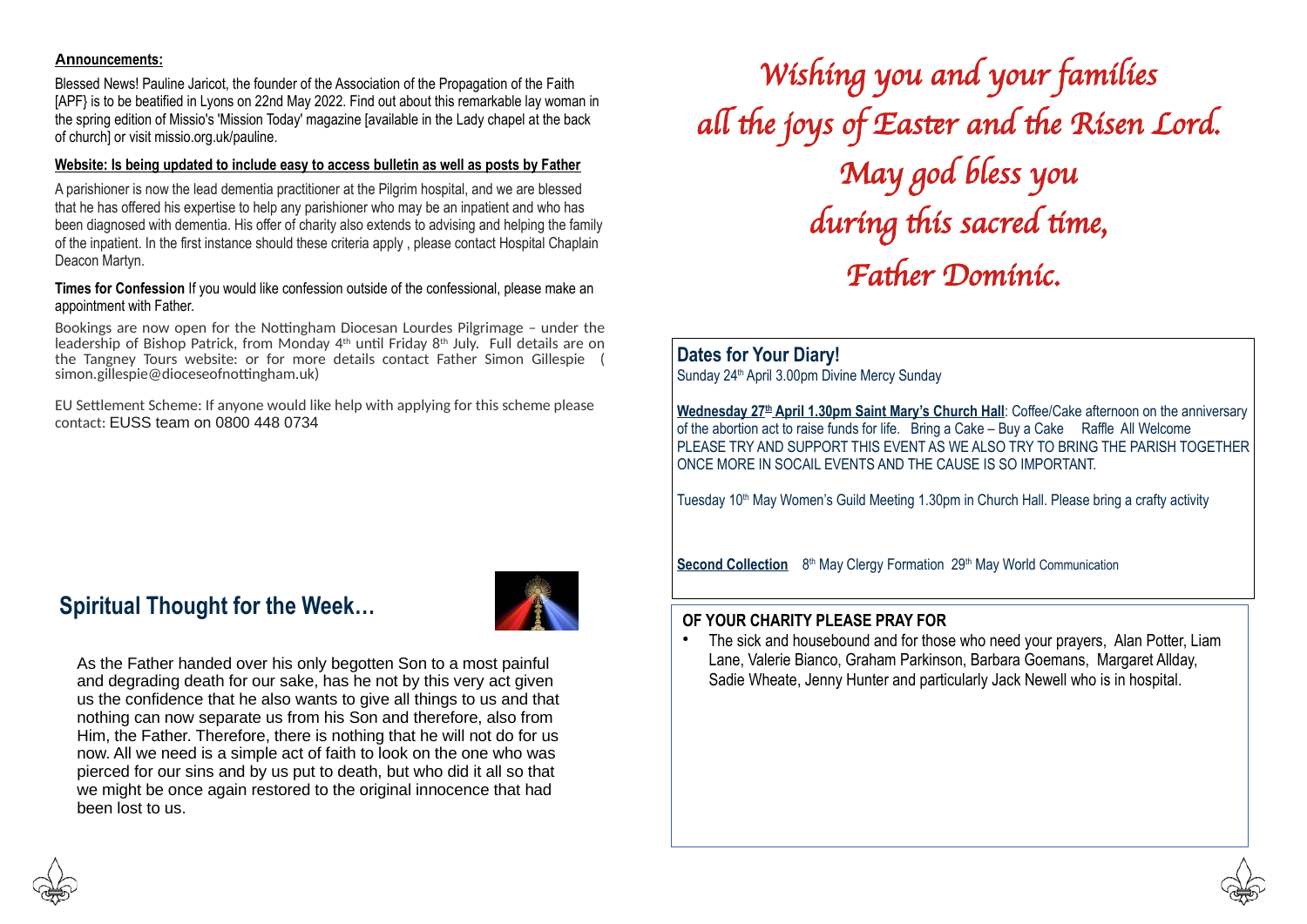## Announcements:

Blessed News! Pauline Jaricot, the founder of the Association of the Propagation of the Faith [APF} is to be beatified in Lyons on 22nd May 2022. Find out about this remarkable lay woman in the spring edition of Missio's 'Mission Today' magazine [available in the Lady chapel at the back of church] or visit missio.org.uk/pauline.

**Website: Is being updated to include easy to access bulletin as well as posts by Father**

A parishioner is now the lead dementia practitioner at the Pilgrim hospital, and we are blessed that he has offered his expertise to help any parishioner who may be an inpatient and who has been diagnosed with dementia. His offer of charity also extends to advising and helping the family of the inpatient. In the first instance should these criteria apply , please contact Hospital Chaplain Deacon Martyn.

**Times for Confession** If you would like confession outside of the confessional, please make an appointment with Father.

Bookings are now open for the Nottingham Diocesan Lourdes Pilgrimage – under the leadership of Bishop Patrick, from Monday 4th until Friday 8th July. Full details are on the Tangney Tours website: or for more details contact Father Simon Gillespie ( simon.gillespie@dioceseofnottingham.uk)

EU Settlement Scheme: If anyone would like help with applying for this scheme please contact: EUSS team on 0800 448 0734

## Spiritual Thought for the Week…

As the Father handed over his only begotten Son to a most painful and degrading death for our sake, has he not by this very act given us the confidence that he also wants to give all things to us and that nothing can now separate us from his Son and therefore, also from Him, the Father. Therefore, there is nothing that he will not do for us now. All we need is a simple act of faith to look on the one who was pierced for our sins and by us put to death, but who did it all so that we might be once again restored to the original innocence that had been lost to us.

*Wishing you and your families*
*all the joys of Easter and the Risen Lord.*
*May god bless you*
*during this sacred time,*
*Father Dominic.*

## Dates for Your Diary!

Sunday 24th April 3.00pm Divine Mercy Sunday

**Wednesday 27th April 1.30pm Saint Mary's Church Hall**: Coffee/Cake afternoon on the anniversary of the abortion act to raise funds for life. Bring a Cake – Buy a Cake Raffle All Welcome
PLEASE TRY AND SUPPORT THIS EVENT AS WE ALSO TRY TO BRING THE PARISH TOGETHER ONCE MORE IN SOCAIL EVENTS AND THE CAUSE IS SO IMPORTANT.

Tuesday 10th May Women's Guild Meeting 1.30pm in Church Hall. Please bring a crafty activity

**Second Collection** 8th May Clergy Formation 29th May World Communication

## OF YOUR CHARITY PLEASE PRAY FOR

- The sick and housebound and for those who need your prayers, Alan Potter, Liam Lane, Valerie Bianco, Graham Parkinson, Barbara Goemans, Margaret Allday, Sadie Wheate, Jenny Hunter and particularly Jack Newell who is in hospital.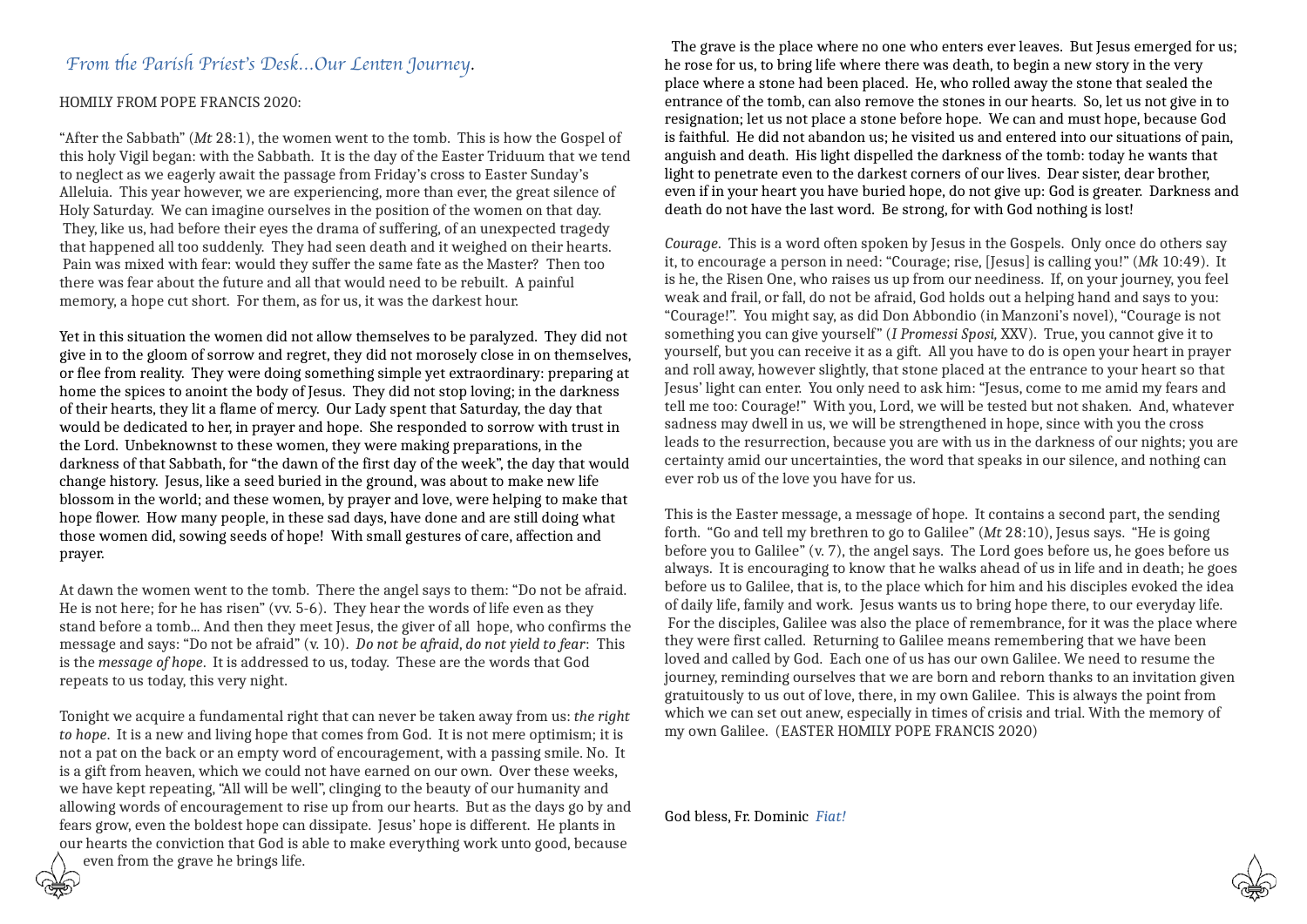## *From the Parish Priest's Desk…Our Lenten Journey*.

HOMILY FROM POPE FRANCIS 2020:

"After the Sabbath" (*Mt* 28:1), the women went to the tomb. This is how the Gospel of this holy Vigil began: with the Sabbath. It is the day of the Easter Triduum that we tend to neglect as we eagerly await the passage from Friday's cross to Easter Sunday's Alleluia. This year however, we are experiencing, more than ever, the great silence of Holy Saturday. We can imagine ourselves in the position of the women on that day. They, like us, had before their eyes the drama of suffering, of an unexpected tragedy that happened all too suddenly. They had seen death and it weighed on their hearts. Pain was mixed with fear: would they suffer the same fate as the Master? Then too there was fear about the future and all that would need to be rebuilt. A painful memory, a hope cut short. For them, as for us, it was the darkest hour.

Yet in this situation the women did not allow themselves to be paralyzed. They did not give in to the gloom of sorrow and regret, they did not morosely close in on themselves, or flee from reality. They were doing something simple yet extraordinary: preparing at home the spices to anoint the body of Jesus. They did not stop loving; in the darkness of their hearts, they lit a flame of mercy. Our Lady spent that Saturday, the day that would be dedicated to her, in prayer and hope. She responded to sorrow with trust in the Lord. Unbeknownst to these women, they were making preparations, in the darkness of that Sabbath, for "the dawn of the first day of the week", the day that would change history. Jesus, like a seed buried in the ground, was about to make new life blossom in the world; and these women, by prayer and love, were helping to make that hope flower. How many people, in these sad days, have done and are still doing what those women did, sowing seeds of hope! With small gestures of care, affection and prayer.

At dawn the women went to the tomb. There the angel says to them: "Do not be afraid. He is not here; for he has risen" (vv. 5-6). They hear the words of life even as they stand before a tomb... And then they meet Jesus, the giver of all hope, who confirms the message and says: "Do not be afraid" (v. 10). *Do not be afraid*, *do not yield to fear*: This is the *message of hope*. It is addressed to us, today. These are the words that God repeats to us today, this very night.

Tonight we acquire a fundamental right that can never be taken away from us: *the right to hope*. It is a new and living hope that comes from God. It is not mere optimism; it is not a pat on the back or an empty word of encouragement, with a passing smile. No. It is a gift from heaven, which we could not have earned on our own. Over these weeks, we have kept repeating, "All will be well", clinging to the beauty of our humanity and allowing words of encouragement to rise up from our hearts. But as the days go by and fears grow, even the boldest hope can dissipate. Jesus' hope is different. He plants in our hearts the conviction that God is able to make everything work unto good, because even from the grave he brings life.

The grave is the place where no one who enters ever leaves. But Jesus emerged for us; he rose for us, to bring life where there was death, to begin a new story in the very place where a stone had been placed. He, who rolled away the stone that sealed the entrance of the tomb, can also remove the stones in our hearts. So, let us not give in to resignation; let us not place a stone before hope. We can and must hope, because God is faithful. He did not abandon us; he visited us and entered into our situations of pain, anguish and death. His light dispelled the darkness of the tomb: today he wants that light to penetrate even to the darkest corners of our lives. Dear sister, dear brother, even if in your heart you have buried hope, do not give up: God is greater. Darkness and death do not have the last word. Be strong, for with God nothing is lost!

*Courage*. This is a word often spoken by Jesus in the Gospels. Only once do others say it, to encourage a person in need: "Courage; rise, [Jesus] is calling you!" (*Mk* 10:49). It is he, the Risen One, who raises us up from our neediness. If, on your journey, you feel weak and frail, or fall, do not be afraid, God holds out a helping hand and says to you: "Courage!". You might say, as did Don Abbondio (in Manzoni's novel), "Courage is not something you can give yourself" (*I Promessi Sposi,* XXV). True, you cannot give it to yourself, but you can receive it as a gift. All you have to do is open your heart in prayer and roll away, however slightly, that stone placed at the entrance to your heart so that Jesus' light can enter. You only need to ask him: "Jesus, come to me amid my fears and tell me too: Courage!" With you, Lord, we will be tested but not shaken. And, whatever sadness may dwell in us, we will be strengthened in hope, since with you the cross leads to the resurrection, because you are with us in the darkness of our nights; you are certainty amid our uncertainties, the word that speaks in our silence, and nothing can ever rob us of the love you have for us.

This is the Easter message, a message of hope. It contains a second part, the sending forth. "Go and tell my brethren to go to Galilee" (*Mt* 28:10), Jesus says. "He is going before you to Galilee" (v. 7), the angel says. The Lord goes before us, he goes before us always. It is encouraging to know that he walks ahead of us in life and in death; he goes before us to Galilee, that is, to the place which for him and his disciples evoked the idea of daily life, family and work. Jesus wants us to bring hope there, to our everyday life. For the disciples, Galilee was also the place of remembrance, for it was the place where they were first called. Returning to Galilee means remembering that we have been loved and called by God. Each one of us has our own Galilee. We need to resume the journey, reminding ourselves that we are born and reborn thanks to an invitation given gratuitously to us out of love, there, in my own Galilee. This is always the point from which we can set out anew, especially in times of crisis and trial. With the memory of my own Galilee. (EASTER HOMILY POPE FRANCIS 2020)

God bless, Fr. Dominic *Fiat!*